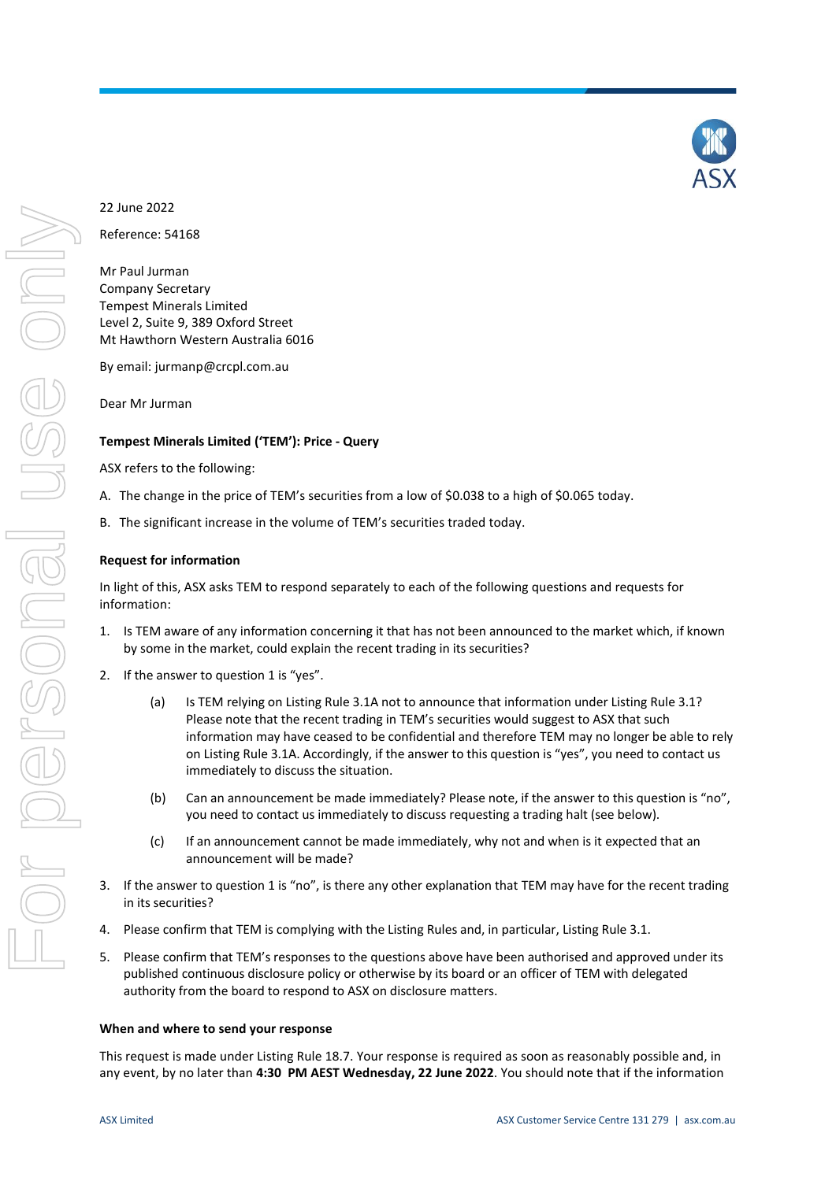22 June 2022

Reference: 54168

Mr Paul Jurman
Company Secretary
Tempest Minerals Limited
Level 2, Suite 9, 389 Oxford Street
Mt Hawthorn Western Australia 6016

By email: jurmanp@crcpl.com.au

Dear Mr Jurman

**Tempest Minerals Limited ('TEM'): Price - Query**

ASX refers to the following:

A. The change in the price of TEM's securities from a low of $0.038 to a high of $0.065 today.

B. The significant increase in the volume of TEM's securities traded today.

**Request for information**

In light of this, ASX asks TEM to respond separately to each of the following questions and requests for information:

1. Is TEM aware of any information concerning it that has not been announced to the market which, if known by some in the market, could explain the recent trading in its securities?

2. If the answer to question 1 is "yes".

   (a) Is TEM relying on Listing Rule 3.1A not to announce that information under Listing Rule 3.1? Please note that the recent trading in TEM's securities would suggest to ASX that such information may have ceased to be confidential and therefore TEM may no longer be able to rely on Listing Rule 3.1A. Accordingly, if the answer to this question is "yes", you need to contact us immediately to discuss the situation.

   (b) Can an announcement be made immediately? Please note, if the answer to this question is "no", you need to contact us immediately to discuss requesting a trading halt (see below).

   (c) If an announcement cannot be made immediately, why not and when is it expected that an announcement will be made?

3. If the answer to question 1 is "no", is there any other explanation that TEM may have for the recent trading in its securities?

4. Please confirm that TEM is complying with the Listing Rules and, in particular, Listing Rule 3.1.

5. Please confirm that TEM's responses to the questions above have been authorised and approved under its published continuous disclosure policy or otherwise by its board or an officer of TEM with delegated authority from the board to respond to ASX on disclosure matters.

**When and where to send your response**

This request is made under Listing Rule 18.7. Your response is required as soon as reasonably possible and, in any event, by no later than **4:30 PM AEST Wednesday, 22 June 2022**. You should note that if the information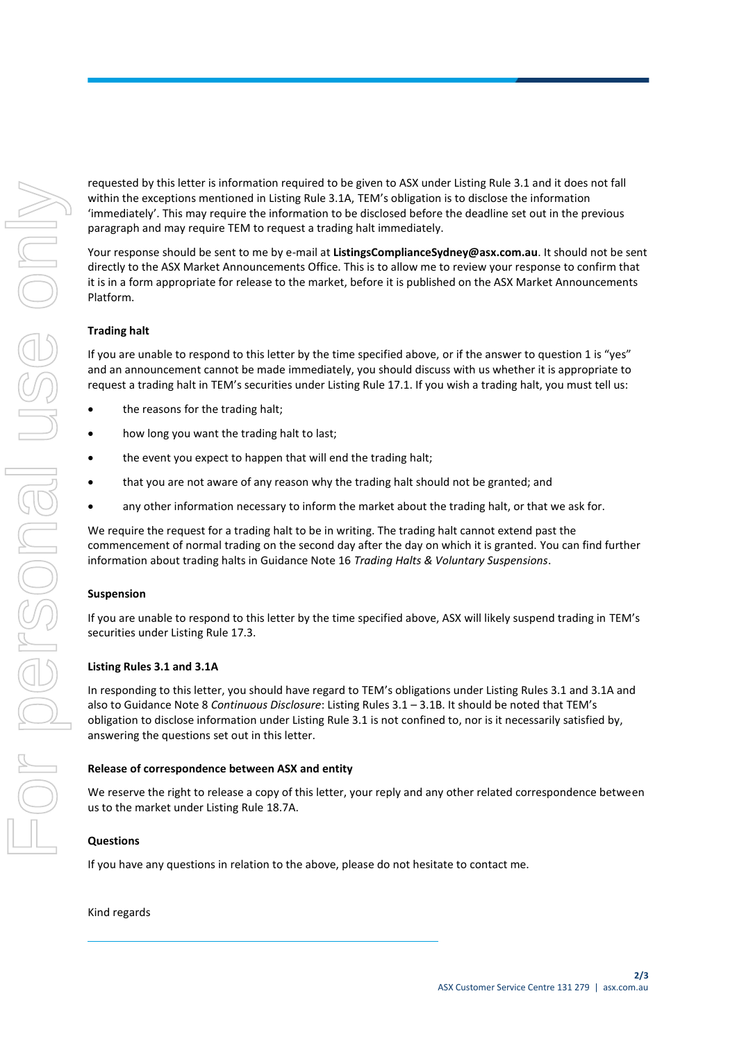requested by this letter is information required to be given to ASX under Listing Rule 3.1 and it does not fall within the exceptions mentioned in Listing Rule 3.1A, TEM's obligation is to disclose the information 'immediately'. This may require the information to be disclosed before the deadline set out in the previous paragraph and may require TEM to request a trading halt immediately.

Your response should be sent to me by e-mail at **ListingsComplianceSydney@asx.com.au**. It should not be sent directly to the ASX Market Announcements Office. This is to allow me to review your response to confirm that it is in a form appropriate for release to the market, before it is published on the ASX Market Announcements Platform.

**Trading halt**

If you are unable to respond to this letter by the time specified above, or if the answer to question 1 is "yes" and an announcement cannot be made immediately, you should discuss with us whether it is appropriate to request a trading halt in TEM's securities under Listing Rule 17.1. If you wish a trading halt, you must tell us:

- the reasons for the trading halt;
- how long you want the trading halt to last;
- the event you expect to happen that will end the trading halt;
- that you are not aware of any reason why the trading halt should not be granted; and
- any other information necessary to inform the market about the trading halt, or that we ask for.

We require the request for a trading halt to be in writing. The trading halt cannot extend past the commencement of normal trading on the second day after the day on which it is granted. You can find further information about trading halts in Guidance Note 16 *Trading Halts & Voluntary Suspensions*.

**Suspension**

If you are unable to respond to this letter by the time specified above, ASX will likely suspend trading in TEM's securities under Listing Rule 17.3.

**Listing Rules 3.1 and 3.1A**

In responding to this letter, you should have regard to TEM's obligations under Listing Rules 3.1 and 3.1A and also to Guidance Note 8 *Continuous Disclosure*: Listing Rules 3.1 – 3.1B. It should be noted that TEM's obligation to disclose information under Listing Rule 3.1 is not confined to, nor is it necessarily satisfied by, answering the questions set out in this letter.

**Release of correspondence between ASX and entity**

We reserve the right to release a copy of this letter, your reply and any other related correspondence between us to the market under Listing Rule 18.7A.

**Questions**

If you have any questions in relation to the above, please do not hesitate to contact me.

Kind regards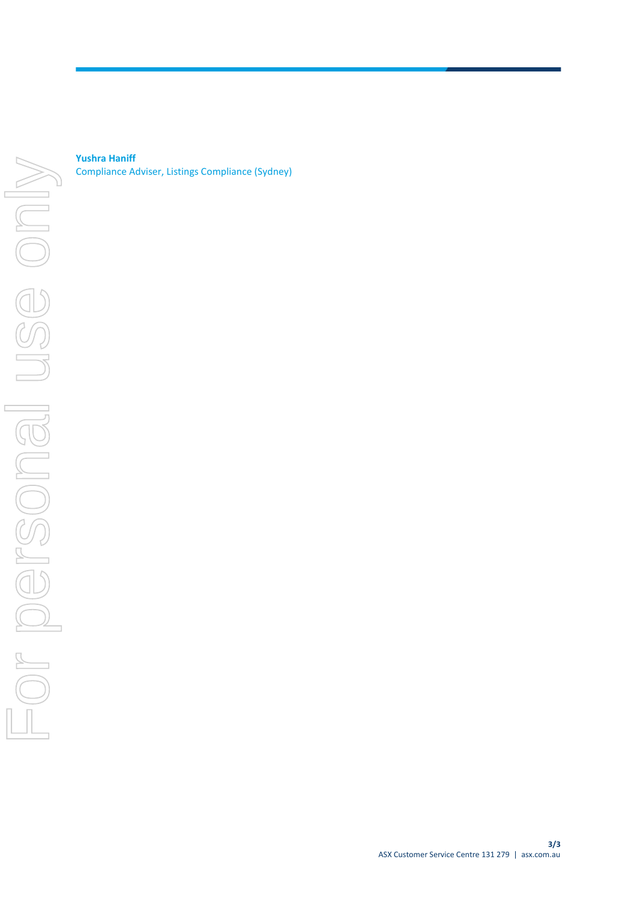**Yushra Haniff**
Compliance Adviser, Listings Compliance (Sydney)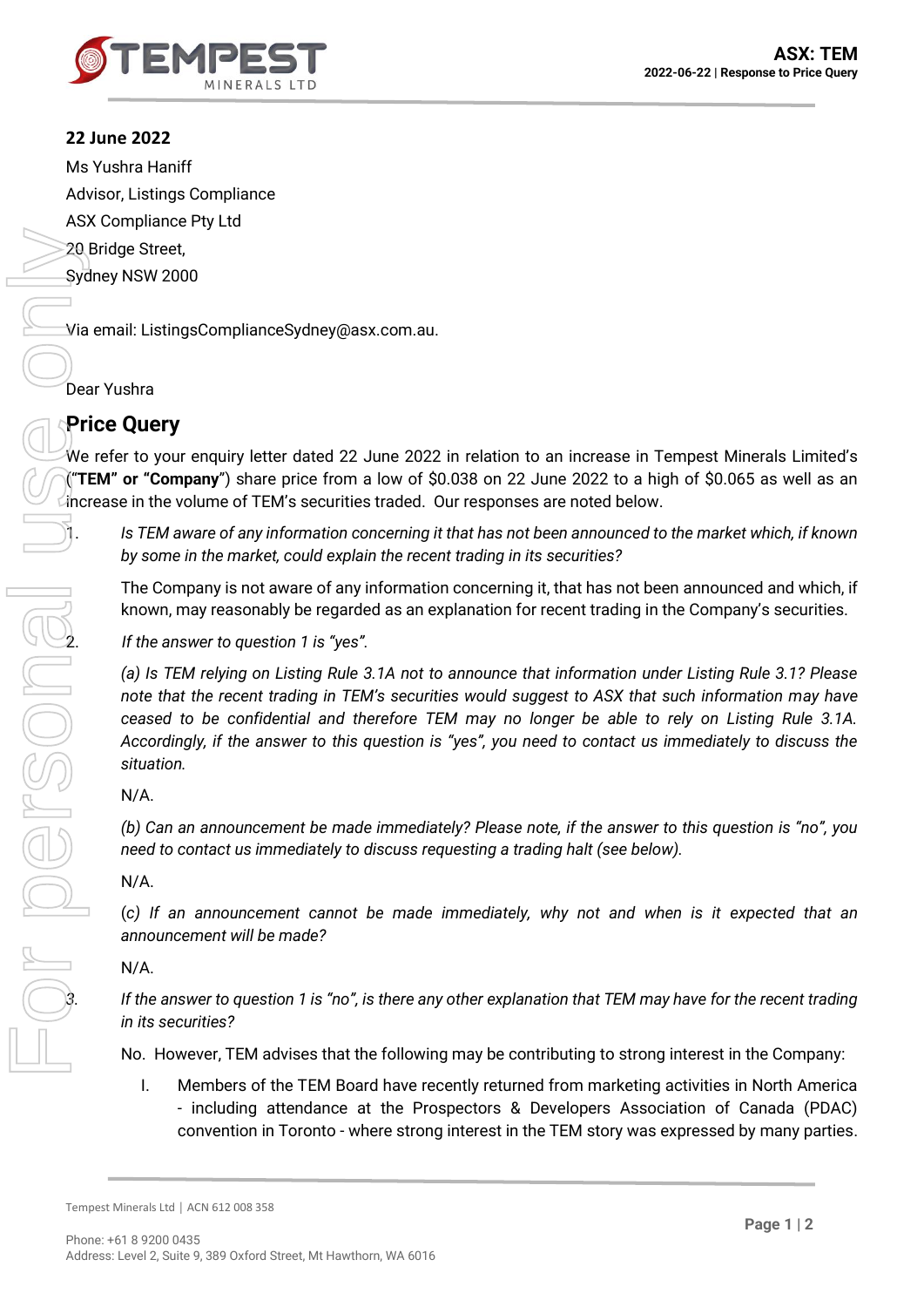**22 June 2022**

Ms Yushra Haniff
Advisor, Listings Compliance
ASX Compliance Pty Ltd
20 Bridge Street,
Sydney NSW 2000

Via email: ListingsComplianceSydney@asx.com.au.

Dear Yushra

## Price Query

We refer to your enquiry letter dated 22 June 2022 in relation to an increase in Tempest Minerals Limited's ("**TEM" or "Company**") share price from a low of $0.038 on 22 June 2022 to a high of $0.065 as well as an increase in the volume of TEM's securities traded. Our responses are noted below.

1. *Is TEM aware of any information concerning it that has not been announced to the market which, if known by some in the market, could explain the recent trading in its securities?*

   The Company is not aware of any information concerning it, that has not been announced and which, if known, may reasonably be regarded as an explanation for recent trading in the Company's securities.

2. *If the answer to question 1 is "yes".*

   *(a) Is TEM relying on Listing Rule 3.1A not to announce that information under Listing Rule 3.1? Please note that the recent trading in TEM's securities would suggest to ASX that such information may have ceased to be confidential and therefore TEM may no longer be able to rely on Listing Rule 3.1A. Accordingly, if the answer to this question is "yes", you need to contact us immediately to discuss the situation.*

   N/A.

   *(b) Can an announcement be made immediately? Please note, if the answer to this question is "no", you need to contact us immediately to discuss requesting a trading halt (see below).*

   N/A.

   *(c) If an announcement cannot be made immediately, why not and when is it expected that an announcement will be made?*

   N/A.

3. *If the answer to question 1 is "no", is there any other explanation that TEM may have for the recent trading in its securities?*

   No. However, TEM advises that the following may be contributing to strong interest in the Company:

   I. Members of the TEM Board have recently returned from marketing activities in North America - including attendance at the Prospectors & Developers Association of Canada (PDAC) convention in Toronto - where strong interest in the TEM story was expressed by many parties.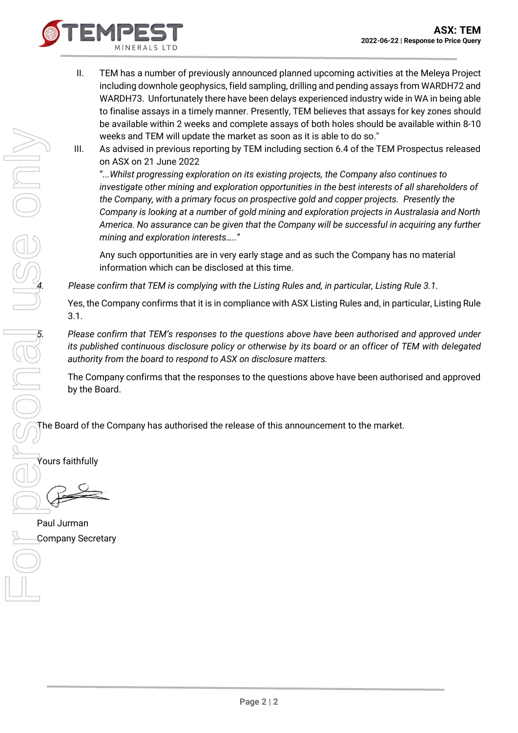II. TEM has a number of previously announced planned upcoming activities at the Meleya Project including downhole geophysics, field sampling, drilling and pending assays from WARDH72 and WARDH73. Unfortunately there have been delays experienced industry wide in WA in being able to finalise assays in a timely manner. Presently, TEM believes that assays for key zones should be available within 2 weeks and complete assays of both holes should be available within 8-10 weeks and TEM will update the market as soon as it is able to do so."

III. As advised in previous reporting by TEM including section 6.4 of the TEM Prospectus released on ASX on 21 June 2022

*"...Whilst progressing exploration on its existing projects, the Company also continues to investigate other mining and exploration opportunities in the best interests of all shareholders of the Company, with a primary focus on prospective gold and copper projects. Presently the Company is looking at a number of gold mining and exploration projects in Australasia and North America. No assurance can be given that the Company will be successful in acquiring any further mining and exploration interests….."*

Any such opportunities are in very early stage and as such the Company has no material information which can be disclosed at this time.

*4. Please confirm that TEM is complying with the Listing Rules and, in particular, Listing Rule 3.1.*

Yes, the Company confirms that it is in compliance with ASX Listing Rules and, in particular, Listing Rule 3.1.

*5. Please confirm that TEM's responses to the questions above have been authorised and approved under its published continuous disclosure policy or otherwise by its board or an officer of TEM with delegated authority from the board to respond to ASX on disclosure matters.*

The Company confirms that the responses to the questions above have been authorised and approved by the Board.

The Board of the Company has authorised the release of this announcement to the market.

Yours faithfully

Paul Jurman
Company Secretary